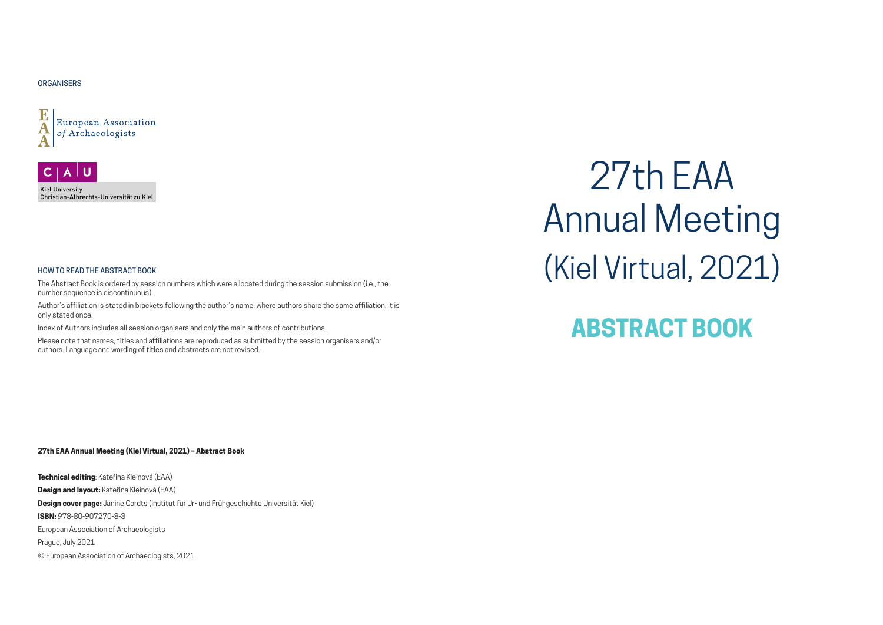ORGANISERS

European Association of Archaeologists

Kiel University
Christian-Albrechts-Universität zu Kiel

# 27th EAA Annual Meeting (Kiel Virtual, 2021)

## ABSTRACT BOOK

### HOW TO READ THE ABSTRACT BOOK

The Abstract Book is ordered by session numbers which were allocated during the session submission (i.e., the number sequence is discontinuous).

Author's affiliation is stated in brackets following the author's name; where authors share the same affiliation, it is only stated once.

Index of Authors includes all session organisers and only the main authors of contributions.

Please note that names, titles and affiliations are reproduced as submitted by the session organisers and/or authors. Language and wording of titles and abstracts are not revised.

**27th EAA Annual Meeting (Kiel Virtual, 2021) – Abstract Book**

**Technical editing**: Kateřina Kleinová (EAA)

**Design and layout:** Kateřina Kleinová (EAA)

**Design cover page:** Janine Cordts (Institut für Ur- und Frühgeschichte Universität Kiel)

**ISBN:** 978-80-907270-8-3

European Association of Archaeologists

Prague, July 2021

© European Association of Archaeologists, 2021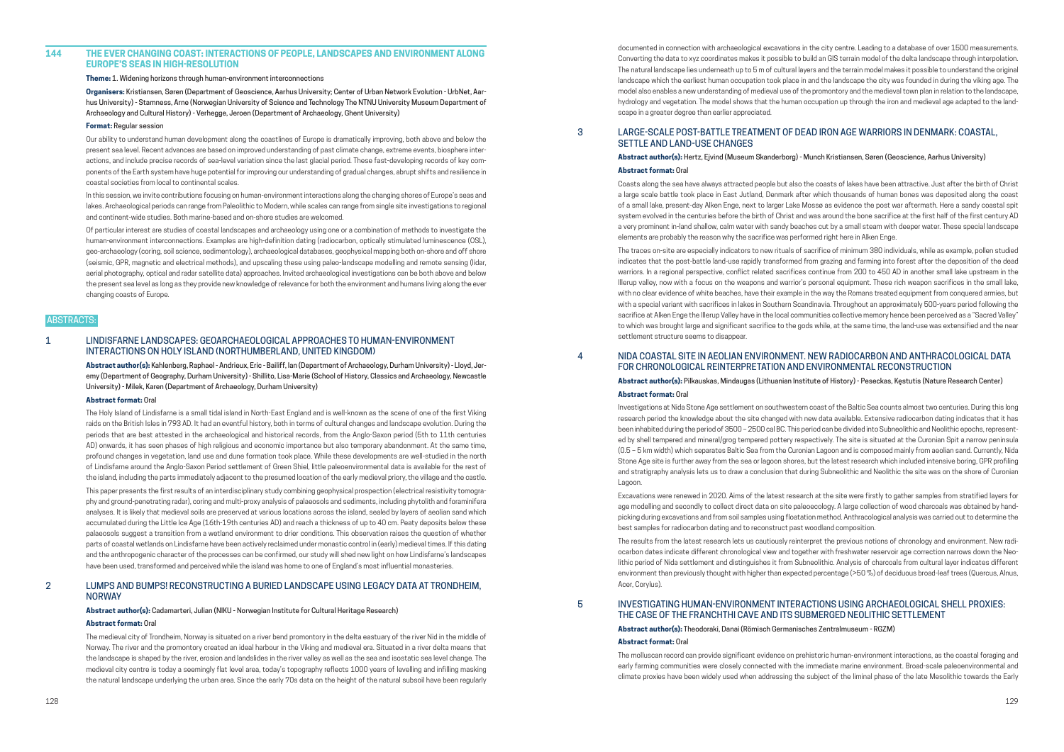## 144 THE EVER CHANGING COAST: INTERACTIONS OF PEOPLE, LANDSCAPES AND ENVIRONMENT ALONG EUROPE'S SEAS IN HIGH-RESOLUTION

**Theme:** 1. Widening horizons through human-environment interconnections

**Organisers:** Kristiansen, Søren (Department of Geoscience, Aarhus University; Center of Urban Network Evolution - UrbNet, Aarhus University) - Stamness, Arne (Norwegian University of Science and Technology The NTNU University Museum Department of Archaeology and Cultural History) - Verhegge, Jeroen (Department of Archaeology, Ghent University)

**Format:** Regular session

Our ability to understand human development along the coastlines of Europe is dramatically improving, both above and below the present sea level. Recent advances are based on improved understanding of past climate change, extreme events, biosphere interactions, and include precise records of sea-level variation since the last glacial period. These fast-developing records of key components of the Earth system have huge potential for improving our understanding of gradual changes, abrupt shifts and resilience in coastal societies from local to continental scales.

In this session, we invite contributions focusing on human-environment interactions along the changing shores of Europe's seas and lakes. Archaeological periods can range from Paleolithic to Modern, while scales can range from single site investigations to regional and continent-wide studies. Both marine-based and on-shore studies are welcomed.

Of particular interest are studies of coastal landscapes and archaeology using one or a combination of methods to investigate the human-environment interconnections. Examples are high-definition dating (radiocarbon, optically stimulated luminescence (OSL), geo-archaeology (coring, soil science, sedimentology), archaeological databases, geophysical mapping both on-shore and off shore (seismic, GPR, magnetic and electrical methods), and upscaling these using paleo-landscape modelling and remote sensing (lidar, aerial photography, optical and radar satellite data) approaches. Invited archaeological investigations can be both above and below the present sea level as long as they provide new knowledge of relevance for both the environment and humans living along the ever changing coasts of Europe.

ABSTRACTS:

### 1 LINDISFARNE LANDSCAPES: GEOARCHAEOLOGICAL APPROACHES TO HUMAN-ENVIRONMENT INTERACTIONS ON HOLY ISLAND (NORTHUMBERLAND, UNITED KINGDOM)

**Abstract author(s):** Kahlenberg, Raphael - Andrieux, Eric - Bailiff, Ian (Department of Archaeology, Durham University) - Lloyd, Jeremy (Department of Geography, Durham University) - Shillito, Lisa-Marie (School of History, Classics and Archaeology, Newcastle University) - Milek, Karen (Department of Archaeology, Durham University)

**Abstract format:** Oral

The Holy Island of Lindisfarne is a small tidal island in North-East England and is well-known as the scene of one of the first Viking raids on the British Isles in 793 AD. It had an eventful history, both in terms of cultural changes and landscape evolution. During the periods that are best attested in the archaeological and historical records, from the Anglo-Saxon period (5th to 11th centuries AD) onwards, it has seen phases of high religious and economic importance but also temporary abandonment. At the same time, profound changes in vegetation, land use and dune formation took place. While these developments are well-studied in the north of Lindisfarne around the Anglo-Saxon Period settlement of Green Shiel, little paleoenvironmental data is available for the rest of the island, including the parts immediately adjacent to the presumed location of the early medieval priory, the village and the castle.

This paper presents the first results of an interdisciplinary study combining geophysical prospection (electrical resistivity tomography and ground-penetrating radar), coring and multi-proxy analysis of palaeosols and sediments, including phytolith and foraminifera analyses. It is likely that medieval soils are preserved at various locations across the island, sealed by layers of aeolian sand which accumulated during the Little Ice Age (16th-19th centuries AD) and reach a thickness of up to 40 cm. Peaty deposits below these palaeosols suggest a transition from a wetland environment to drier conditions. This observation raises the question of whether parts of coastal wetlands on Lindisfarne have been actively reclaimed under monastic control in (early) medieval times. If this dating and the anthropogenic character of the processes can be confirmed, our study will shed new light on how Lindisfarne's landscapes have been used, transformed and perceived while the island was home to one of England's most influential monasteries.

### 2 LUMPS AND BUMPS! RECONSTRUCTING A BURIED LANDSCAPE USING LEGACY DATA AT TRONDHEIM, NORWAY

**Abstract author(s):** Cadamarteri, Julian (NIKU - Norwegian Institute for Cultural Heritage Research)

**Abstract format:** Oral

The medieval city of Trondheim, Norway is situated on a river bend promontory in the delta eastuary of the river Nid in the middle of Norway. The river and the promontory created an ideal harbour in the Viking and medieval era. Situated in a river delta means that the landscape is shaped by the river, erosion and landslides in the river valley as well as the sea and isostatic sea level change. The medieval city centre is today a seemingly flat level area, today's topography reflects 1000 years of levelling and infilling masking the natural landscape underlying the urban area. Since the early 70s data on the height of the natural subsoil have been regularly documented in connection with archaeological excavations in the city centre. Leading to a database of over 1500 measurements. Converting the data to xyz coordinates makes it possible to build an GIS terrain model of the delta landscape through interpolation. The natural landscape lies underneath up to 5 m of cultural layers and the terrain model makes it possible to understand the original landscape which the earliest human occupation took place in and the landscape the city was founded in during the viking age. The model also enables a new understanding of medieval use of the promontory and the medieval town plan in relation to the landscape, hydrology and vegetation. The model shows that the human occupation up through the iron and medieval age adapted to the landscape in a greater degree than earlier appreciated.

### 3 LARGE-SCALE POST-BATTLE TREATMENT OF DEAD IRON AGE WARRIORS IN DENMARK: COASTAL, SETTLE AND LAND-USE CHANGES

**Abstract author(s):** Hertz, Ejvind (Museum Skanderborg) - Munch Kristiansen, Søren (Geoscience, Aarhus University)

**Abstract format:** Oral

Coasts along the sea have always attracted people but also the coasts of lakes have been attractive. Just after the birth of Christ a large scale battle took place in East Jutland, Denmark after which thousands of human bones was deposited along the coast of a small lake, present-day Alken Enge, next to larger Lake Mossø as evidence the post war aftermath. Here a sandy coastal spit system evolved in the centuries before the birth of Christ and was around the bone sacrifice at the first half of the first century AD a very prominent in-land shallow, calm water with sandy beaches cut by a small steam with deeper water. These special landscape elements are probably the reason why the sacrifice was performed right here in Alken Enge.

The traces on-site are especially indicators to new rituals of sacrifice of minimum 380 individuals, while as example, pollen studied indicates that the post-battle land-use rapidly transformed from grazing and farming into forest after the deposition of the dead warriors. In a regional perspective, conflict related sacrifices continue from 200 to 450 AD in another small lake upstream in the Illerup valley, now with a focus on the weapons and warrior's personal equipment. These rich weapon sacrifices in the small lake, with no clear evidence of white beaches, have their example in the way the Romans treated equipment from conquered armies, but with a special variant with sacrifices in lakes in Southern Scandinavia. Throughout an approximately 500-years period following the sacrifice at Alken Enge the Illerup Valley have in the local communities collective memory hence been perceived as a "Sacred Valley" to which was brought large and significant sacrifice to the gods while, at the same time, the land-use was extensified and the near settlement structure seems to disappear.

### 4 NIDA COASTAL SITE IN AEOLIAN ENVIRONMENT. NEW RADIOCARBON AND ANTHRACOLOGICAL DATA FOR CHRONOLOGICAL REINTERPRETATION AND ENVIRONMENTAL RECONSTRUCTION

**Abstract author(s):** Pilkauskas, Mindaugas (Lithuanian Institute of History) - Peseckas, Kęstutis (Nature Research Center)

**Abstract format:** Oral

Investigations at Nida Stone Age settlement on southwestern coast of the Baltic Sea counts almost two centuries. During this long research period the knowledge about the site changed with new data available. Extensive radiocarbon dating indicates that it has been inhabited during the period of 3500 – 2500 cal BC. This period can be divided into Subneolithic and Neolithic epochs, represented by shell tempered and mineral/grog tempered pottery respectively. The site is situated at the Curonian Spit a narrow peninsula (0.5 – 5 km width) which separates Baltic Sea from the Curonian Lagoon and is composed mainly from aeolian sand. Currently, Nida Stone Age site is further away from the sea or lagoon shores, but the latest research which included intensive boring, GPR profiling and stratigraphy analysis lets us to draw a conclusion that during Subneolithic and Neolithic the site was on the shore of Curonian Lagoon.

Excavations were renewed in 2020. Aims of the latest research at the site were firstly to gather samples from stratified layers for age modelling and secondly to collect direct data on site paleoecology. A large collection of wood charcoals was obtained by hand-picking during excavations and from soil samples using floatation method. Anthracological analysis was carried out to determine the best samples for radiocarbon dating and to reconstruct past woodland composition.

The results from the latest research lets us cautiously reinterpret the previous notions of chronology and environment. New radiocarbon dates indicate different chronological view and together with freshwater reservoir age correction narrows down the Neolithic period of Nida settlement and distinguishes it from Subneolithic. Analysis of charcoals from cultural layer indicates different environment than previously thought with higher than expected percentage (>50 %) of deciduous broad-leaf trees (Quercus, Alnus, Acer, Corylus).

### 5 INVESTIGATING HUMAN-ENVIRONMENT INTERACTIONS USING ARCHAEOLOGICAL SHELL PROXIES: THE CASE OF THE FRANCHTHI CAVE AND ITS SUBMERGED NEOLITHIC SETTLEMENT

**Abstract author(s):** Theodoraki, Danai (Römisch Germanisches Zentralmuseum - RGZM)

**Abstract format:** Oral

The molluscan record can provide significant evidence on prehistoric human-environment interactions, as the coastal foraging and early farming communities were closely connected with the immediate marine environment. Broad-scale paleoenvironmental and climate proxies have been widely used when addressing the subject of the liminal phase of the late Mesolithic towards the Early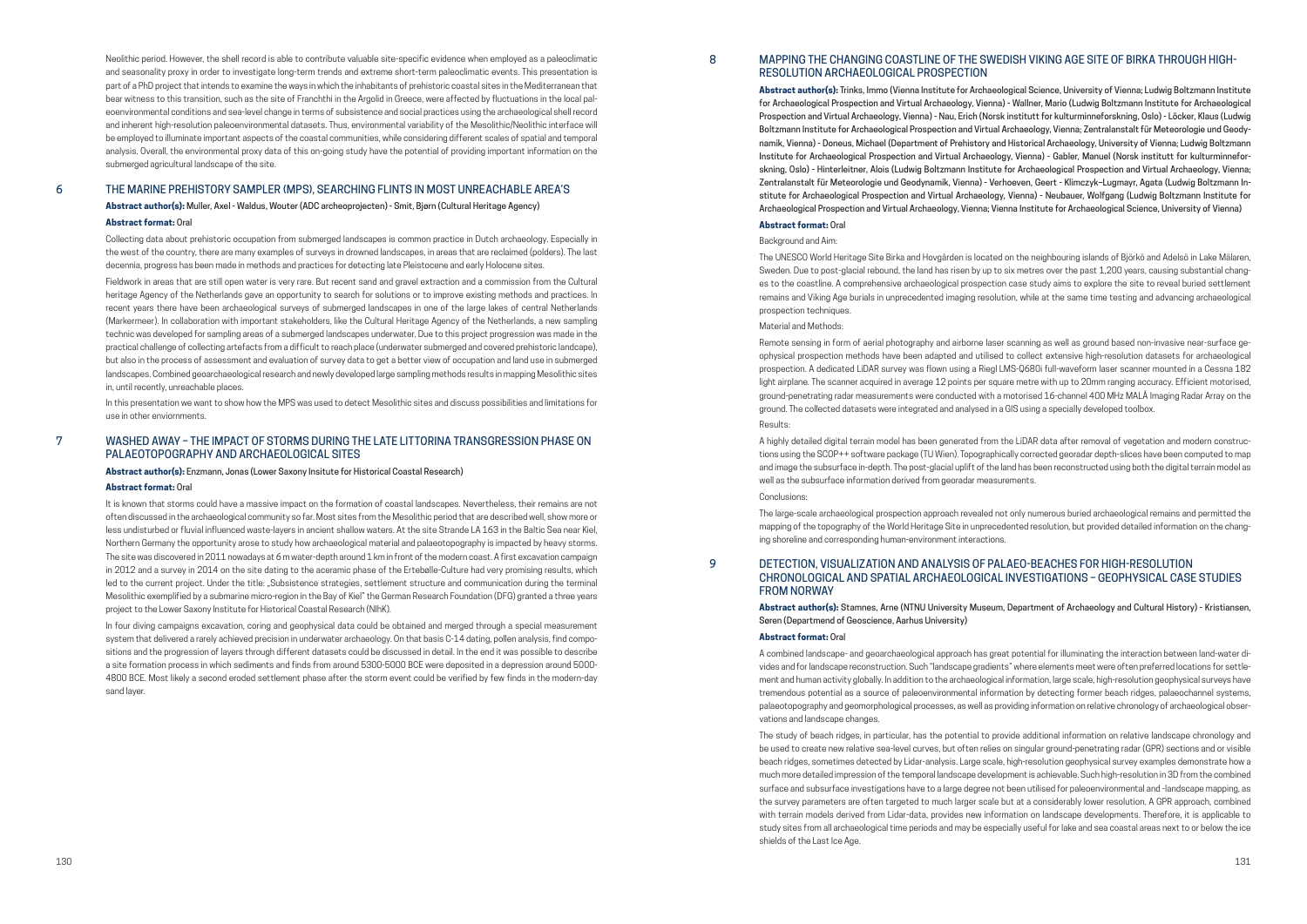Neolithic period. However, the shell record is able to contribute valuable site-specific evidence when employed as a paleoclimatic and seasonality proxy in order to investigate long-term trends and extreme short-term paleoclimatic events. This presentation is part of a PhD project that intends to examine the ways in which the inhabitants of prehistoric coastal sites in the Mediterranean that bear witness to this transition, such as the site of Franchthi in the Argolid in Greece, were affected by fluctuations in the local paleoenvironmental conditions and sea-level change in terms of subsistence and social practices using the archaeological shell record and inherent high-resolution paleoenvironmental datasets. Thus, environmental variability of the Mesolithic/Neolithic interface will be employed to illuminate important aspects of the coastal communities, while considering different scales of spatial and temporal analysis. Overall, the environmental proxy data of this on-going study have the potential of providing important information on the submerged agricultural landscape of the site.

## 6 THE MARINE PREHISTORY SAMPLER (MPS), SEARCHING FLINTS IN MOST UNREACHABLE AREA'S

**Abstract author(s):** Muller, Axel - Waldus, Wouter (ADC archeoprojecten) - Smit, Bjørn (Cultural Heritage Agency)

**Abstract format:** Oral

Collecting data about prehistoric occupation from submerged landscapes is common practice in Dutch archaeology. Especially in the west of the country, there are many examples of surveys in drowned landscapes, in areas that are reclaimed (polders). The last decennia, progress has been made in methods and practices for detecting late Pleistocene and early Holocene sites.

Fieldwork in areas that are still open water is very rare. But recent sand and gravel extraction and a commission from the Cultural heritage Agency of the Netherlands gave an opportunity to search for solutions or to improve existing methods and practices. In recent years there have been archaeological surveys of submerged landscapes in one of the large lakes of central Netherlands (Markermeer). In collaboration with important stakeholders, like the Cultural Heritage Agency of the Netherlands, a new sampling technic was developed for sampling areas of a submerged landscapes underwater. Due to this project progression was made in the practical challenge of collecting artefacts from a difficult to reach place (underwater submerged and covered prehistoric landcape), but also in the process of assessment and evaluation of survey data to get a better view of occupation and land use in submerged landscapes. Combined geoarchaeological research and newly developed large sampling methods results in mapping Mesolithic sites in, until recently, unreachable places.

In this presentation we want to show how the MPS was used to detect Mesolithic sites and discuss possibilities and limitations for use in other enviornments.

## 7 WASHED AWAY – THE IMPACT OF STORMS DURING THE LATE LITTORINA TRANSGRESSION PHASE ON PALAEOTOPOGRAPHY AND ARCHAEOLOGICAL SITES

**Abstract author(s):** Enzmann, Jonas (Lower Saxony Insitute for Historical Coastal Research)

**Abstract format:** Oral

It is known that storms could have a massive impact on the formation of coastal landscapes. Nevertheless, their remains are not often discussed in the archaeological community so far. Most sites from the Mesolithic period that are described well, show more or less undisturbed or fluvial influenced waste-layers in ancient shallow waters. At the site Strande LA 163 in the Baltic Sea near Kiel, Northern Germany the opportunity arose to study how archaeological material and palaeotopography is impacted by heavy storms. The site was discovered in 2011 nowadays at 6 m water-depth around 1 km in front of the modern coast. A first excavation campaign in 2012 and a survey in 2014 on the site dating to the aceramic phase of the Ertebølle-Culture had very promising results, which led to the current project. Under the title: „Subsistence strategies, settlement structure and communication during the terminal Mesolithic exemplified by a submarine micro-region in the Bay of Kiel" the German Research Foundation (DFG) granted a three years project to the Lower Saxony Institute for Historical Coastal Research (NIhK).

In four diving campaigns excavation, coring and geophysical data could be obtained and merged through a special measurement system that delivered a rarely achieved precision in underwater archaeology. On that basis C-14 dating, pollen analysis, find compositions and the progression of layers through different datasets could be discussed in detail. In the end it was possible to describe a site formation process in which sediments and finds from around 5300-5000 BCE were deposited in a depression around 5000-4800 BCE. Most likely a second eroded settlement phase after the storm event could be verified by few finds in the modern-day sand layer.

## 8 MAPPING THE CHANGING COASTLINE OF THE SWEDISH VIKING AGE SITE OF BIRKA THROUGH HIGH-RESOLUTION ARCHAEOLOGICAL PROSPECTION

**Abstract author(s):** Trinks, Immo (Vienna Institute for Archaeological Science, University of Vienna; Ludwig Boltzmann Institute for Archaeological Prospection and Virtual Archaeology, Vienna) - Wallner, Mario (Ludwig Boltzmann Institute for Archaeological Prospection and Virtual Archaeology, Vienna) - Nau, Erich (Norsk institutt for kulturminneforskning, Oslo) - Löcker, Klaus (Ludwig Boltzmann Institute for Archaeological Prospection and Virtual Archaeology, Vienna; Zentralanstalt für Meteorologie und Geodynamik, Vienna) - Doneus, Michael (Department of Prehistory and Historical Archaeology, University of Vienna; Ludwig Boltzmann Institute for Archaeological Prospection and Virtual Archaeology, Vienna) - Gabler, Manuel (Norsk institutt for kulturminneforskning, Oslo) - Hinterleitner, Alois (Ludwig Boltzmann Institute for Archaeological Prospection and Virtual Archaeology, Vienna; Zentralanstalt für Meteorologie und Geodynamik, Vienna) - Verhoeven, Geert - Klimczyk-Lugmayr, Agata (Ludwig Boltzmann Institute for Archaeological Prospection and Virtual Archaeology, Vienna) - Neubauer, Wolfgang (Ludwig Boltzmann Institute for Archaeological Prospection and Virtual Archaeology, Vienna; Vienna Institute for Archaeological Science, University of Vienna)

**Abstract format:** Oral

Background and Aim:

The UNESCO World Heritage Site Birka and Hovgården is located on the neighbouring islands of Björkö and Adelsö in Lake Mälaren, Sweden. Due to post-glacial rebound, the land has risen by up to six metres over the past 1,200 years, causing substantial changes to the coastline. A comprehensive archaeological prospection case study aims to explore the site to reveal buried settlement remains and Viking Age burials in unprecedented imaging resolution, while at the same time testing and advancing archaeological prospection techniques.

Material and Methods:

Remote sensing in form of aerial photography and airborne laser scanning as well as ground based non-invasive near-surface geophysical prospection methods have been adapted and utilised to collect extensive high-resolution datasets for archaeological prospection. A dedicated LiDAR survey was flown using a Riegl LMS-Q680i full-waveform laser scanner mounted in a Cessna 182 light airplane. The scanner acquired in average 12 points per square metre with up to 20mm ranging accuracy. Efficient motorised, ground-penetrating radar measurements were conducted with a motorised 16-channel 400 MHz MALÅ Imaging Radar Array on the ground. The collected datasets were integrated and analysed in a GIS using a specially developed toolbox.

Results:

A highly detailed digital terrain model has been generated from the LiDAR data after removal of vegetation and modern constructions using the SCOP++ software package (TU Wien). Topographically corrected georadar depth-slices have been computed to map and image the subsurface in-depth. The post-glacial uplift of the land has been reconstructed using both the digital terrain model as well as the subsurface information derived from georadar measurements.

Conclusions:

The large-scale archaeological prospection approach revealed not only numerous buried archaeological remains and permitted the mapping of the topography of the World Heritage Site in unprecedented resolution, but provided detailed information on the changing shoreline and corresponding human-environment interactions.

## 9 DETECTION, VISUALIZATION AND ANALYSIS OF PALAEO-BEACHES FOR HIGH-RESOLUTION CHRONOLOGICAL AND SPATIAL ARCHAEOLOGICAL INVESTIGATIONS – GEOPHYSICAL CASE STUDIES FROM NORWAY

**Abstract author(s):** Stamnes, Arne (NTNU University Museum, Department of Archaeology and Cultural History) - Kristiansen, Søren (Departmend of Geoscience, Aarhus University)

**Abstract format:** Oral

A combined landscape- and geoarchaeological approach has great potential for illuminating the interaction between land-water divides and for landscape reconstruction. Such "landscape gradients" where elements meet were often preferred locations for settlement and human activity globally. In addition to the archaeological information, large scale, high-resolution geophysical surveys have tremendous potential as a source of paleoenvironmental information by detecting former beach ridges, palaeochannel systems, palaeotopography and geomorphological processes, as well as providing information on relative chronology of archaeological observations and landscape changes.

The study of beach ridges, in particular, has the potential to provide additional information on relative landscape chronology and be used to create new relative sea-level curves, but often relies on singular ground-penetrating radar (GPR) sections and or visible beach ridges, sometimes detected by Lidar-analysis. Large scale, high-resolution geophysical survey examples demonstrate how a much more detailed impression of the temporal landscape development is achievable. Such high-resolution in 3D from the combined surface and subsurface investigations have to a large degree not been utilised for paleoenvironmental and -landscape mapping, as the survey parameters are often targeted to much larger scale but at a considerably lower resolution. A GPR approach, combined with terrain models derived from Lidar-data, provides new information on landscape developments. Therefore, it is applicable to study sites from all archaeological time periods and may be especially useful for lake and sea coastal areas next to or below the ice shields of the Last Ice Age.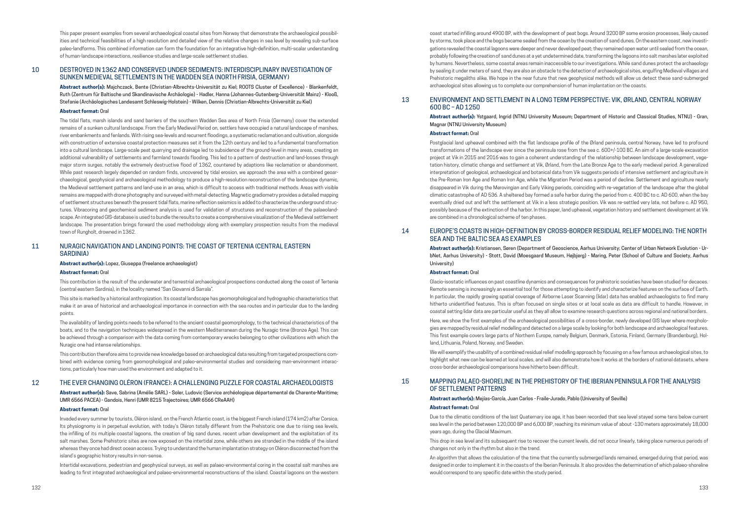This paper present examples from several archaeological coastal sites from Norway that demonstrate the archaeological possibilities and technical feasibilities of a high resolution and detailed view of the relative changes in sea level by revealing sub-surface paleo-landforms. This combined information can form the foundation for an integrative high-definition, multi-scalar understanding of human-landscape interactions, resilience-studies and large-scale settlement studies.

## 10 DESTROYED IN 1362 AND CONSERVED UNDER SEDIMENTS: INTERDISCIPLINARY INVESTIGATION OF SUNKEN MEDIEVAL SETTLEMENTS IN THE WADDEN SEA (NORTH FRISIA, GERMANY)

**Abstract author(s):** Majchczack, Bente (Christian-Albrechts-Universität zu Kiel; ROOTS Cluster of Excellence) - Blankenfeldt, Ruth (Zentrum für Baltische und Skandinavische Archäologie) - Hadler, Hanna (Johannes-Gutenberg-Universität Mainz) - Klooß, Stefanie (Archäologisches Landesamt Schleswig-Holstein) - Wilken, Dennis (Christian-Albrechts-Universität zu Kiel)

**Abstract format:** Oral

The tidal flats, marsh islands and sand barriers of the southern Wadden Sea area of North Frisia (Germany) cover the extended remains of a sunken cultural landscape. From the Early Medieval Period on, settlers have occupied a natural landscape of marshes, river embankments and fenlands. With rising sea-levels and recurrent floodings, a systematic reclamation and cultivation, alongside with construction of extensive coastal protection measures set it from the 12th century and led to a fundamental transformation into a cultural landscape. Large-scale peat quarrying and drainage led to subsidence of the ground-level in many areas, creating an additional vulnerability of settlements and farmland towards flooding. This led to a pattern of destruction and land-losses through major storm surges, notably the extremely destructive flood of 1362, countered by adaptions like reclamation or abandonment. While past research largely depended on random finds, uncovered by tidal erosion, we approach the area with a combined geoarchaeological, geophysical and archaeological methodology to produce a high-resolution reconstruction of the landscape dynamic, the Medieval settlement patterns and land-use in an area, which is difficult to access with traditional methods. Areas with visible remains are mapped with drone photography and surveyed with metal-detecting. Magnetic gradiometry provides a detailed mapping of settlement structures beneath the present tidal flats, marine reflection seismics is added to characterize the underground structures. Vibracoring and geochemical sediment analysis is used for validation of structures and reconstruction of the palaeolandscape. An integrated GIS-database is used to bundle the results to create a comprehensive visualization of the Medieval settlement landscape. The presentation brings forward the used methodology along with exemplary prospection results from the medieval town of Rungholt, drowned in 1362.

## 11 NURAGIC NAVIGATION AND LANDING POINTS: THE COAST OF TERTENIA (CENTRAL EASTERN SARDINIA)

**Abstract author(s):** Lopez, Giuseppa (freelance archaeologist)

**Abstract format:** Oral

This contribution is the result of the underwater and terrestrial archaeological prospections conducted along the coast of Tertenia (central eastern Sardinia), in the locality named "San Giovanni di Sarrala".

This site is marked by a historical anthropization. Its coastal landscape has geomorphological and hydrographic characteristics that make it an area of historical and archaeological importance in connection with the sea routes and in particular due to the landing points.

The availability of landing points needs to be referred to the ancient coastal geomorphology, to the technical characteristics of the boats, and to the navigation techniques widespread in the western Mediterranean during the Nuragic time (Bronze Age). This can be achieved through a comparison with the data coming from contemporary wrecks belonging to other civilizations with which the Nuragic one had intense relationships.

This contribution therefore aims to provide new knowledge based on archaeological data resulting from targeted prospections combined with evidence coming from geomorphological and paleo-environmental studies and considering man-environment interactions, particularly how man used the environment and adapted to it.

## 12 THE EVER CHANGING OLÉRON (FRANCE): A CHALLENGING PUZZLE FOR COASTAL ARCHAEOLOGISTS

**Abstract author(s):** Save, Sabrina (Amélie SARL) - Soler, Ludovic (Service archéologique départemental de Charente-Maritime; UMR 6566 PACEA) - Gandois, Henri (UMR 8215 Trajectoires; UMR 6566 CReAAH)

**Abstract format:** Oral

Invaded every summer by tourists, Oléron island, on the French Atlantic coast, is the biggest French island (174 km2) after Corsica. Its physiognomy is in perpetual evolution, with today's Oléron totally different from the Prehistoric one due to rising sea levels, the infilling of its multiple coastal lagoons, the creation of big sand dunes, recent urban development and the exploitation of its salt marshes. Some Prehistoric sites are now exposed on the intertidal zone, while others are stranded in the middle of the island whereas they once had direct ocean access. Trying to understand the human implantation strategy on Oléron disconnected from the island's geographic history results in non-sense.

Intertidal excavations, pedestrian and geophysical surveys, as well as palaeo-environmental coring in the coastal salt marshes are leading to first integrated archaeological and palaeo-environmental reconstructions of the island. Coastal lagoons on the western coast started infilling around 4900 BP, with the development of peat bogs. Around 3200 BP some erosion processes, likely caused by storms, took place and the bogs became sealed from the ocean by the creation of sand dunes. On the eastern coast, new investigations revealed the coastal lagoons were deeper and never developed peat; they remained open water until sealed from the ocean, probably following the creation of sand dunes at a yet undetermined date, transforming the lagoons into salt marshes later exploited by humans. Nevertheless, some coastal areas remain inaccessible to our investigations. While sand dunes protect the archaeology by sealing it under meters of sand, they are also an obstacle to the detection of archaeological sites, engulfing Medieval villages and Prehistoric megaliths alike. We hope in the near future that new geophysical methods will allow us detect these sand-submerged archaeological sites allowing us to complete our comprehension of human implantation on the coasts.

## 13 ENVIRONMENT AND SETTLEMENT IN A LONG TERM PERSPECTIVE: VIK, ØRLAND, CENTRAL NORWAY 600 BC – AD 1250

**Abstract author(s):** Ystgaard, Ingrid (NTNU University Museum; Department of Historic and Classical Studies, NTNU) - Gran, Magnar (NTNU University Museum)

**Abstract format:** Oral

Postglacial land upheaval combined with the flat landscape profile of the Ørland peninsula, central Norway, have led to profound transformations of the landscape ever since the peninsula rose from the sea c. 600+/-100 BC. An aim of a large-scale excavation project at Vik in 2015 and 2016 was to gain a coherent understanding of the relationship between landscape development, vegetation history, climatic change and settlement at Vik, Ørland, from the Late Bronze Age to the early medieval period. A generalized interpretation of geological, archaeological and botanical data from Vik suggests periods of intensive settlement and agriculture in the Pre-Roman Iron Age and Roman Iron Age, while the Migration Period was a period of decline. Settlement and agriculture nearly disappeared in Vik during the Merovingian and Early Viking periods, coinciding with re-vegetation of the landscape after the global climatic catastrophe of AD 536. A sheltered bay formed a safe harbor during the period from c. 400 BC to c. AD 600, when the bay eventually dried out and left the settlement at Vik in a less strategic position. Vik was re-settled very late, not before c. AD 950, possibly because of the extinction of the harbor. In this paper, land upheaval, vegetation history and settlement development at Vik are combined in a chronological scheme of ten phases.

## 14 EUROPE'S COASTS IN HIGH-DEFINITION BY CROSS-BORDER RESIDUAL RELIEF MODELING: THE NORTH SEA AND THE BALTIC SEA AS EXAMPLES

**Abstract author(s):** Kristiansen, Søren (Department of Geoscience, Aarhus University; Center of Urban Network Evolution - UrbNet, Aarhus University) - Stott, David (Moesgaard Museum, Højbjerg) - Maring, Peter (School of Culture and Society, Aarhus University)

**Abstract format:** Oral

Glacio-isostatic influences on past coastline dynamics and consequences for prehistoric societies have been studied for decades. Remote sensing is increasingly an essential tool for those attempting to identify and characterize features on the surface of Earth. In particular, the rapidly growing spatial coverage of Airborne Laser Scanning (lidar) data has enabled archaeologists to find many hitherto unidentified features. This is often focused on single sites or at local scale as data are difficult to handle. However, in coastal setting lidar data are particular useful as they all allow to examine research questions across regional and national borders.

Here, we show the first examples of the archaeological possibilities of a cross-border, newly developed GIS layer where morphologies are mapped by residual relief modelling and detected on a large scale by looking for both landscape and archaeological features. This first example covers large parts of Northern Europe, namely Belgium, Denmark, Estonia, Finland, Germany (Brandenburg), Holland, Lithuania, Poland, Norway, and Sweden.

We will exemplify the usability of a combined residual relief modelling approach by focusing on a few famous archaeological sites, to highlight what new can be learned at local scales, and will also demonstrate how it works at the borders of national datasets, where cross-border archaeological comparisons have hitherto been difficult.

## 15 MAPPING PALAEO-SHORELINE IN THE PREHISTORY OF THE IBERIAN PENINSULA FOR THE ANALYSIS OF SETTLEMENT PATTERNS

**Abstract author(s):** Mejías-García, Juan Carlos - Fraile-Jurado, Pablo (University of Seville)

**Abstract format:** Oral

Due to the climatic conditions of the last Quaternary ice age, it has been recorded that sea level stayed some tens below current sea level in the period between 120,000 BP and 6,000 BP, reaching its minimum value of about -130 meters approximately 18,000 years ago, during the Glacial Maximum.

This drop in sea level and its subsequent rise to recover the current levels, did not occur linearly, taking place numerous periods of changes not only in the rhythm but also in the trend.

An algorithm that allows the calculation of the time that the currently submerged lands remained, emerged during that period, was designed in order to implement it in the coasts of the Iberian Peninsula. It also provides the determination of which palaeo-shoreline would correspond to any specific date within the study period.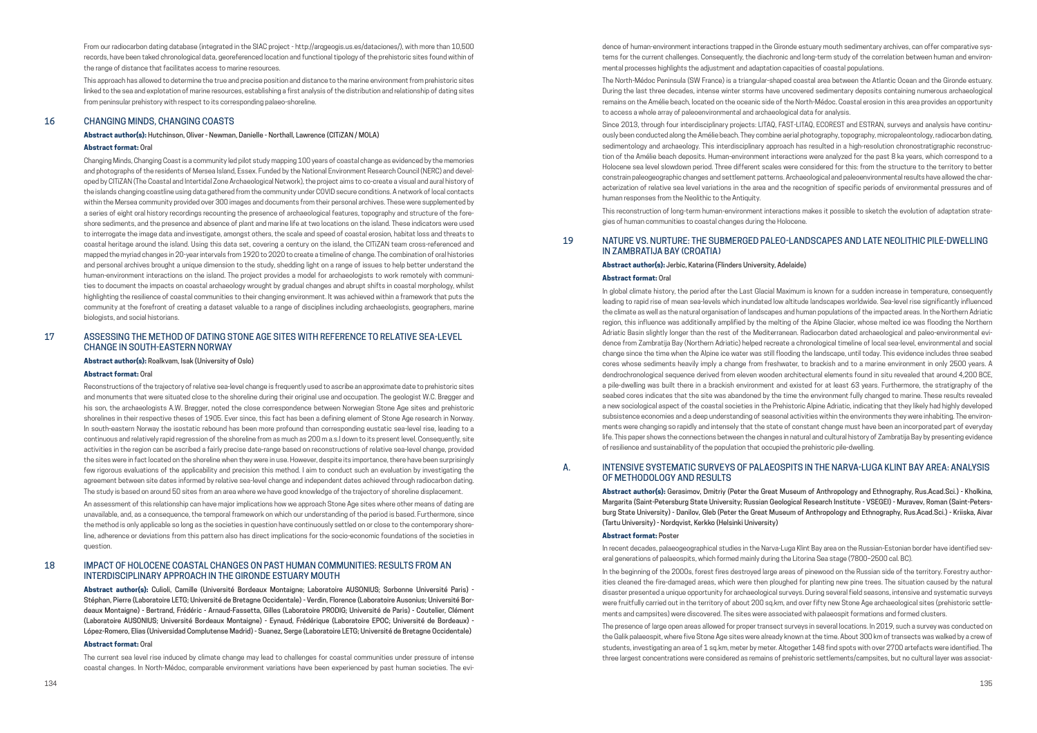From our radiocarbon dating database (integrated in the SIAC project - http://arqgeogis.us.es/dataciones/), with more than 10,500 records, have been taked chronological data, georeferenced location and functional tipology of the prehistoric sites found within of the range of distance that facilitates access to marine resources.

This approach has allowed to determine the true and precise position and distance to the marine environment from prehistoric sites linked to the sea and explotation of marine resources, establishing a first analysis of the distribution and relationship of dating sites from peninsular prehistory with respect to its corresponding palaeo-shoreline.

## 16 CHANGING MINDS, CHANGING COASTS

**Abstract author(s):** Hutchinson, Oliver - Newman, Danielle - Northall, Lawrence (CITiZAN / MOLA)

**Abstract format:** Oral

Changing Minds, Changing Coast is a community led pilot study mapping 100 years of coastal change as evidenced by the memories and photographs of the residents of Mersea Island, Essex. Funded by the National Environment Research Council (NERC) and developed by CITiZAN (The Coastal and Intertidal Zone Archaeological Network), the project aims to co-create a visual and aural history of the islands changing coastline using data gathered from the community under COVID secure conditions. A network of local contacts within the Mersea community provided over 300 images and documents from their personal archives. These were supplemented by a series of eight oral history recordings recounting the presence of archaeological features, topography and structure of the foreshore sediments, and the presence and absence of plant and marine life at two locations on the island. These indicators were used to interrogate the image data and investigate, amongst others, the scale and speed of coastal erosion, habitat loss and threats to coastal heritage around the island. Using this data set, covering a century on the island, the CITiZAN team cross-referenced and mapped the myriad changes in 20-year intervals from 1920 to 2020 to create a timeline of change. The combination of oral histories and personal archives brought a unique dimension to the study, shedding light on a range of issues to help better understand the human-environment interactions on the island. The project provides a model for archaeologists to work remotely with communities to document the impacts on coastal archaeology wrought by gradual changes and abrupt shifts in coastal morphology, whilst highlighting the resilience of coastal communities to their changing environment. It was achieved within a framework that puts the community at the forefront of creating a dataset valuable to a range of disciplines including archaeologists, geographers, marine biologists, and social historians.

## 17 ASSESSING THE METHOD OF DATING STONE AGE SITES WITH REFERENCE TO RELATIVE SEA-LEVEL CHANGE IN SOUTH-EASTERN NORWAY

**Abstract author(s):** Roalkvam, Isak (University of Oslo)

**Abstract format:** Oral

Reconstructions of the trajectory of relative sea-level change is frequently used to ascribe an approximate date to prehistoric sites and monuments that were situated close to the shoreline during their original use and occupation. The geologist W.C. Brøgger and his son, the archaeologists A.W. Brøgger, noted the close correspondence between Norwegian Stone Age sites and prehistoric shorelines in their respective theses of 1905. Ever since, this fact has been a defining element of Stone Age research in Norway. In south-eastern Norway the isostatic rebound has been more profound than corresponding eustatic sea-level rise, leading to a continuous and relatively rapid regression of the shoreline from as much as 200 m a.s.l down to its present level. Consequently, site activities in the region can be ascribed a fairly precise date-range based on reconstructions of relative sea-level change, provided the sites were in fact located on the shoreline when they were in use. However, despite its importance, there have been surprisingly few rigorous evaluations of the applicability and precision this method. I aim to conduct such an evaluation by investigating the agreement between site dates informed by relative sea-level change and independent dates achieved through radiocarbon dating. The study is based on around 50 sites from an area where we have good knowledge of the trajectory of shoreline displacement.

An assessment of this relationship can have major implications how we approach Stone Age sites where other means of dating are unavailable, and, as a consequence, the temporal framework on which our understanding of the period is based. Furthermore, since the method is only applicable so long as the societies in question have continuously settled on or close to the contemporary shoreline, adherence or deviations from this pattern also has direct implications for the socio-economic foundations of the societies in question.

## 18 IMPACT OF HOLOCENE COASTAL CHANGES ON PAST HUMAN COMMUNITIES: RESULTS FROM AN INTERDISCIPLINARY APPROACH IN THE GIRONDE ESTUARY MOUTH

**Abstract author(s):** Culioli, Camille (Université Bordeaux Montaigne; Laboratoire AUSONIUS; Sorbonne Université Paris) - Stéphan, Pierre (Laboratoire LETG; Université de Bretagne Occidentale) - Verdin, Florence (Laboratoire Ausonius; Université Bordeaux Montaigne) - Bertrand, Frédéric - Arnaud-Fassetta, Gilles (Laboratoire PRODIG; Université de Paris) - Coutelier, Clément (Laboratoire AUSONIUS; Université Bordeaux Montaigne) - Eynaud, Frédérique (Laboratoire EPOC; Université de Bordeaux) - López-Romero, Elías (Universidad Complutense Madrid) - Suanez, Serge (Laboratoire LETG; Université de Bretagne Occidentale)

**Abstract format:** Oral

The current sea level rise induced by climate change may lead to challenges for coastal communities under pressure of intense coastal changes. In North-Médoc, comparable environment variations have been experienced by past human societies. The evidence of human-environment interactions trapped in the Gironde estuary mouth sedimentary archives, can offer comparative systems for the current challenges. Consequently, the diachronic and long-term study of the correlation between human and environmental processes highlights the adjustment and adaptation capacities of coastal populations.

The North-Médoc Peninsula (SW France) is a triangular-shaped coastal area between the Atlantic Ocean and the Gironde estuary. During the last three decades, intense winter storms have uncovered sedimentary deposits containing numerous archaeological remains on the Amélie beach, located on the oceanic side of the North-Médoc. Coastal erosion in this area provides an opportunity to access a whole array of paleoenvironmental and archaeological data for analysis.

Since 2013, through four interdisciplinary projects: LITAQ, FAST-LITAQ, ECOREST and ESTRAN, surveys and analysis have continuously been conducted along the Amélie beach. They combine aerial photography, topography, micropaleontology, radiocarbon dating, sedimentology and archaeology. This interdisciplinary approach has resulted in a high-resolution chronostratigraphic reconstruction of the Amélie beach deposits. Human-environment interactions were analyzed for the past 8 ka years, which correspond to a Holocene sea level slowdown period. Three different scales were considered for this: from the structure to the territory to better constrain paleogeographic changes and settlement patterns. Archaeological and paleoenvironmental results have allowed the characterization of relative sea level variations in the area and the recognition of specific periods of environmental pressures and of human responses from the Neolithic to the Antiquity.

This reconstruction of long-term human-environment interactions makes it possible to sketch the evolution of adaptation strategies of human communities to coastal changes during the Holocene.

## 19 NATURE VS. NURTURE: THE SUBMERGED PALEO-LANDSCAPES AND LATE NEOLITHIC PILE-DWELLING IN ZAMBRATIJA BAY (CROATIA)

**Abstract author(s):** Jerbic, Katarina (Flinders University, Adelaide)

**Abstract format:** Oral

In global climate history, the period after the Last Glacial Maximum is known for a sudden increase in temperature, consequently leading to rapid rise of mean sea-levels which inundated low altitude landscapes worldwide. Sea-level rise significantly influenced the climate as well as the natural organisation of landscapes and human populations of the impacted areas. In the Northern Adriatic region, this influence was additionally amplified by the melting of the Alpine Glacier, whose melted ice was flooding the Northern Adriatic Basin slightly longer than the rest of the Mediterranean. Radiocarbon dated archaeological and paleo-environmental evidence from Zambratija Bay (Northern Adriatic) helped recreate a chronological timeline of local sea-level, environmental and social change since the time when the Alpine ice water was still flooding the landscape, until today. This evidence includes three seabed cores whose sediments heavily imply a change from freshwater, to brackish and to a marine environment in only 2500 years. A dendrochronological sequence derived from eleven wooden architectural elements found in situ revealed that around 4,200 BCE, a pile-dwelling was built there in a brackish environment and existed for at least 63 years. Furthermore, the stratigraphy of the seabed cores indicates that the site was abandoned by the time the environment fully changed to marine. These results revealed a new sociological aspect of the coastal societies in the Prehistoric Alpine Adriatic, indicating that they likely had highly developed subsistence economies and a deep understanding of seasonal activities within the environments they were inhabiting. The environments were changing so rapidly and intensely that the state of constant change must have been an incorporated part of everyday life. This paper shows the connections between the changes in natural and cultural history of Zambratija Bay by presenting evidence of resilience and sustainability of the population that occupied the prehistoric pile-dwelling.

## A. INTENSIVE SYSTEMATIC SURVEYS OF PALAEOSPITS IN THE NARVA-LUGA KLINT BAY AREA: ANALYSIS OF METHODOLOGY AND RESULTS

**Abstract author(s):** Gerasimov, Dmitriy (Peter the Great Museum of Anthropology and Ethnography, Rus.Acad.Sci.) - Kholkina, Margarita (Saint-Petersburg State University; Russian Geological Research Institute - VSEGEI) - Muravev, Roman (Saint-Petersburg State University) - Danilov, Gleb (Peter the Great Museum of Anthropology and Ethnography, Rus.Acad.Sci.) - Kriiska, Aivar (Tartu University) - Nordqvist, Kerkko (Helsinki University)

**Abstract format:** Poster

In recent decades, palaeogeographical studies in the Narva-Luga Klint Bay area on the Russian-Estonian border have identified several generations of palaeospits, which formed mainly during the Litorina Sea stage (7800–2500 cal. BC).

In the beginning of the 2000s, forest fires destroyed large areas of pinewood on the Russian side of the territory. Forestry authorities cleaned the fire-damaged areas, which were then ploughed for planting new pine trees. The situation caused by the natural disaster presented a unique opportunity for archaeological surveys. During several field seasons, intensive and systematic surveys were fruitfully carried out in the territory of about 200 sq.km, and over fifty new Stone Age archaeological sites (prehistoric settlements and campsites) were discovered. The sites were associated with palaeospit formations and formed clusters.

The presence of large open areas allowed for proper transect surveys in several locations. In 2019, such a survey was conducted on the Galik palaeospit, where five Stone Age sites were already known at the time. About 300 km of transects was walked by a crew of students, investigating an area of 1 sq.km, meter by meter. Altogether 148 find spots with over 2700 artefacts were identified. The three largest concentrations were considered as remains of prehistoric settlements/campsites, but no cultural layer was associat-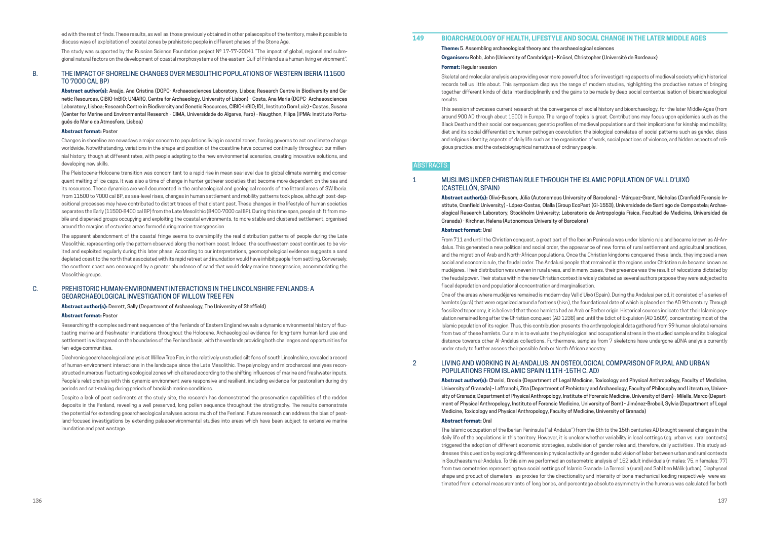ed with the rest of finds. These results, as well as those previously obtained in other palaeospits of the territory, make it possible to discuss ways of exploitation of coastal zones by prehistoric people in different phases of the Stone Age.

The study was supported by the Russian Science Foundation project № 17-77-20041 "The impact of global, regional and subregional natural factors on the development of coastal morphosystems of the eastern Gulf of Finland as a human living environment".

## B. THE IMPACT OF SHORELINE CHANGES OVER MESOLITHIC POPULATIONS OF WESTERN IBERIA (11500 TO 7000 CAL BP)

**Abstract author(s):** Araújo, Ana Cristina (DGPC- Archaeosciences Laboratory, Lisboa; Research Centre in Biodiversity and Genetic Resources, CIBIO-InBIO; UNIARQ, Centre for Archaeology, University of Lisbon) - Costa, Ana Maria (DGPC- Archaeosciences Laboratory, Lisboa; Research Centre in Biodiversity and Genetic Resources, CIBIO-InBIO; IDL, Instituto Dom Luiz) - Costas, Susana (Center for Marine and Environmental Research - CIMA, Universidade do Algarve, Faro) - Naugthon, Filipa (IPMA: Instituto Português do Mar e da Atmosfera, Lisboa)

**Abstract format:** Poster

Changes in shoreline are nowadays a major concern to populations living in coastal zones, forcing governs to act on climate change worldwide. Notwithstanding, variations in the shape and position of the coastline have occurred continually throughout our millennial history, though at different rates, with people adapting to the new environmental scenarios, creating innovative solutions, and developing new skills.

The Pleistocene-Holocene transition was concomitant to a rapid rise in mean sea-level due to global climate warming and consequent melting of ice caps. It was also a time of change in hunter-gatherer societies that become more dependent on the sea and its resources. These dynamics are well documented in the archaeological and geological records of the littoral areas of SW Iberia. From 11500 to 7000 cal BP, as sea-level rises, changes in human settlement and mobility patterns took place, although post-depositional processes may have contributed to distort traces of that distant past. These changes in the lifestyle of human societies separates the Early (11500-8400 cal BP) from the Late Mesolithic (8400-7000 cal BP). During this time span, people shift from mobile and dispersed groups occupying and exploiting the coastal environments, to more stable and clustered settlement, organised around the margins of estuarine areas formed during marine transgression.

The apparent abandonment of the coastal fringe seems to oversimplify the real distribution patterns of people during the Late Mesolithic, representing only the pattern observed along the northern coast. Indeed, the southwestern coast continues to be visited and exploited regularly during this later phase. According to our interpretations, geomorphological evidence suggests a sand depleted coast to the north that associated with its rapid retreat and inundation would have inhibit people from settling. Conversely, the southern coast was encouraged by a greater abundance of sand that would delay marine transgression, accommodating the Mesolithic groups.

## C. PREHISTORIC HUMAN-ENVIRONMENT INTERACTIONS IN THE LINCOLNSHIRE FENLANDS: A GEOARCHAEOLOGICAL INVESTIGATION OF WILLOW TREE FEN

**Abstract author(s):** Derrett, Sally (Department of Archaeology, The University of Sheffield)

**Abstract format:** Poster

Researching the complex sediment sequences of the Fenlands of Eastern England reveals a dynamic environmental history of fluctuating marine and freshwater inundations throughout the Holocene. Archaeological evidence for long-term human land use and settlement is widespread on the boundaries of the Fenland basin, with the wetlands providing both challenges and opportunities for fen-edge communities.

Diachronic geoarchaeological analysis at Willow Tree Fen, in the relatively unstudied silt fens of south Lincolnshire, revealed a record of human-environment interactions in the landscape since the Late Mesolithic. The palynology and microcharcoal analyses reconstructed numerous fluctuating ecological zones which altered according to the shifting influences of marine and freshwater inputs. People's relationships with this dynamic environment were responsive and resilient, including evidence for pastoralism during dry periods and salt-making during periods of brackish marine conditions.

Despite a lack of peat sediments at the study site, the research has demonstrated the preservation capabilities of the roddon deposits in the Fenland, revealing a well preserved, long pollen sequence throughout the stratigraphy. The results demonstrate the potential for extending geoarchaeological analyses across much of the Fenland. Future research can address the bias of peatland-focused investigations by extending palaeoenvironmental studies into areas which have been subject to extensive marine inundation and peat wastage.

# 149 BIOARCHAEOLOGY OF HEALTH, LIFESTYLE AND SOCIAL CHANGE IN THE LATER MIDDLE AGES

**Theme:** 5. Assembling archaeological theory and the archaeological sciences

**Organisers:** Robb, John (University of Cambridge) - Knüsel, Christopher (Université de Bordeaux)

**Format:** Regular session

Skeletal and molecular analysis are providing ever more powerful tools for investigating aspects of medieval society which historical records tell us little about. This symposium displays the range of modern studies, highlighting the productive nature of bringing together different kinds of data interdisciplinarily and the gains to be made by deep social contextualisation of bioarchaeological results.

This session showcases current research at the convergence of social history and bioarchaeology, for the later Middle Ages (from around 900 AD through about 1500) in Europe. The range of topics is great. Contributions may focus upon epidemics such as the Black Death and their social consequences; genetic profiles of medieval populations and their implications for kinship and mobility; diet and its social differentiation; human-pathogen coevolution; the biological correlates of social patterns such as gender, class and religious identity; aspects of daily life such as the organisation of work, social practices of violence, and hidden aspects of religious practice; and the osteobiographical narratives of ordinary people.

## ABSTRACTS:

## 1 MUSLIMS UNDER CHRISTIAN RULE THROUGH THE ISLAMIC POPULATION OF VALL D'UIXÓ (CASTELLÓN, SPAIN)

**Abstract author(s):** Olivé-Busom, Júlia (Autonomous University of Barcelona) - Márquez-Grant, Nicholas (Cranfield Forensic Institute, Cranfield University) - López-Costas, Olalla (Group EcoPast (GI-1553), Universidade de Santiago de Compostela; Archaeological Research Laboratory, Stockholm University; Laboratorio de Antropología Física, Facultad de Medicina, Universidad de Granada) - Kirchner, Helena (Autonomous University of Barcelona)

**Abstract format:** Oral

From 711 and until the Christian conquest, a great part of the Iberian Peninsula was under Islamic rule and became known as Al-Andalus. This generated a new political and social order, the appearance of new forms of rural settlement and agricultural practices, and the migration of Arab and North-African populations. Once the Christian kingdoms conquered these lands, they imposed a new social and economic rule, the feudal order. The Andalusi people that remained in the regions under Christian rule became known as mudéjares. Their distribution was uneven in rural areas, and in many cases, their presence was the result of relocations dictated by the feudal power. Their status within the new Christian context is widely debated as several authors propose they were subjected to fiscal depredation and populational concentration and marginalisation.

One of the areas where mudéjares remained is modern-day Vall d'Uixó (Spain). During the Andalusi period, it consisted of a series of hamlets (qurá) that were organized around a fortress (ḥiṣn), the foundational date of which is placed on the AD 9th century. Through fossilized toponomy, it is believed that these hamlets had an Arab or Berber origin. Historical sources indicate that their Islamic population remained long after the Christian conquest (AD 1238) and until the Edict of Expulsion (AD 1609), concentrating most of the Islamic population of its region. Thus, this contribution presents the anthropological data gathered from 99 human skeletal remains from two of these hamlets. Our aim is to evaluate the physiological and occupational stress in the studied sample and its biological distance towards other Al-Andalus collections. Furthermore, samples from 7 skeletons have undergone aDNA analysis currently under study to further assess their possible Arab or North African ancestry.

## 2 LIVING AND WORKING IN AL-ANDALUS: AN OSTEOLOGICAL COMPARISON OF RURAL AND URBAN POPULATIONS FROM ISLAMIC SPAIN (11TH -15TH C. AD)

**Abstract author(s):** Charisi, Drosia (Department of Legal Medicine, Toxicology and Physical Anthropology, Faculty of Medicine, University of Granada) - Laffranchi, Zita (Department of Prehistory and Archaeology, Faculty of Philosophy and Literature, University of Granada; Department of Physical Anthropology, Institute of Forensic Medicine, University of Bern) - Milella, Marco (Department of Physical Anthropology, Institute of Forensic Medicine, University of Bern) - Jiménez-Brobeil, Sylvia (Department of Legal Medicine, Toxicology and Physical Anthropology, Faculty of Medicine, University of Granada)

**Abstract format:** Oral

The Islamic occupation of the Iberian Peninsula ("al-Andalus") from the 8th to the 15th centuries AD brought several changes in the daily life of the populations in this territory. However, it is unclear whether variability in local settings (eg. urban vs. rural contexts) triggered the adoption of different economic strategies, subdivision of gender roles and, therefore, daily activities . This study addresses this question by exploring differences in physical activity and gender subdivision of labor between urban and rural contexts in Southeastern al-Andalus. To this aim we performed an osteometric analysis of 152 adult individuals (n males: 75, n females: 77) from two cemeteries representing two social settings of Islamic Granada: La Torrecilla (rural) and Sahl ben Málik (urban). Diaphyseal shape and product of diameters -as proxies for the directionality and intensity of bone mechanical loading respectively- were estimated from external measurements of long bones, and percentage absolute asymmetry in the humerus was calculated for both